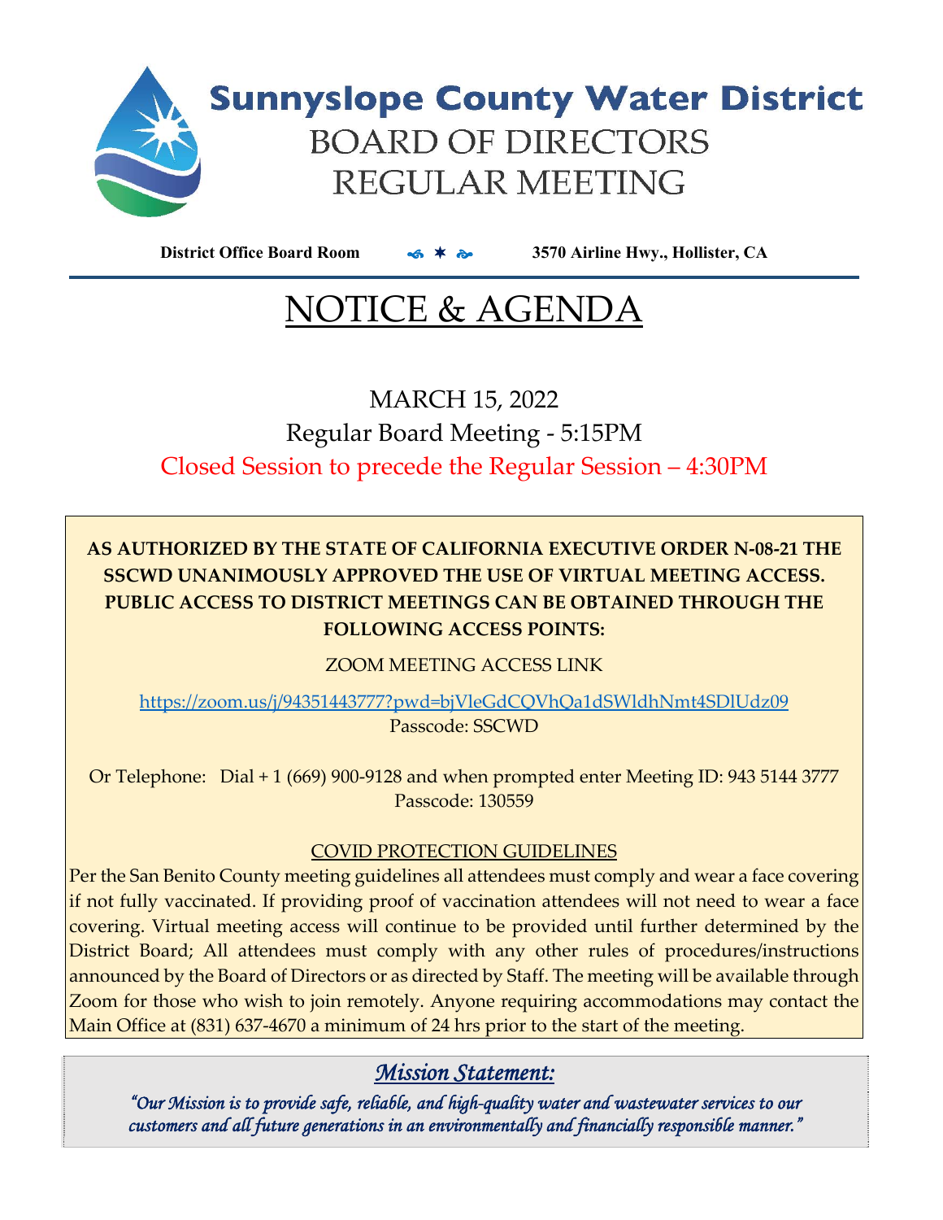# Sunnyslope County Water District

## BOARD OF DIRECTORS REGULAR MEETING

**District Office Board Room** ✶ **3570 Airline Hwy., Hollister, CA**

# NOTICE & AGENDA

MARCH 15, 2022

Regular Board Meeting - 5:15PM

Closed Session to precede the Regular Session – 4:30PM

**AS AUTHORIZED BY THE STATE OF CALIFORNIA EXECUTIVE ORDER N-08-21 THE SSCWD UNANIMOUSLY APPROVED THE USE OF VIRTUAL MEETING ACCESS. PUBLIC ACCESS TO DISTRICT MEETINGS CAN BE OBTAINED THROUGH THE FOLLOWING ACCESS POINTS:**

ZOOM MEETING ACCESS LINK

https://zoom.us/j/94351443777?pwd=bjVleGdCQVhQa1dSWldhNmt4SDlUdz09

Passcode: SSCWD

Or Telephone: Dial + 1 (669) 900-9128 and when prompted enter Meeting ID: 943 5144 3777

Passcode: 130559

COVID PROTECTION GUIDELINES

Per the San Benito County meeting guidelines all attendees must comply and wear a face covering if not fully vaccinated. If providing proof of vaccination attendees will not need to wear a face covering. Virtual meeting access will continue to be provided until further determined by the District Board; All attendees must comply with any other rules of procedures/instructions announced by the Board of Directors or as directed by Staff. The meeting will be available through Zoom for those who wish to join remotely. Anyone requiring accommodations may contact the Main Office at (831) 637-4670 a minimum of 24 hrs prior to the start of the meeting.

***Mission Statement:***

*"Our Mission is to provide safe, reliable, and high-quality water and wastewater services to our customers and all future generations in an environmentally and financially responsible manner."*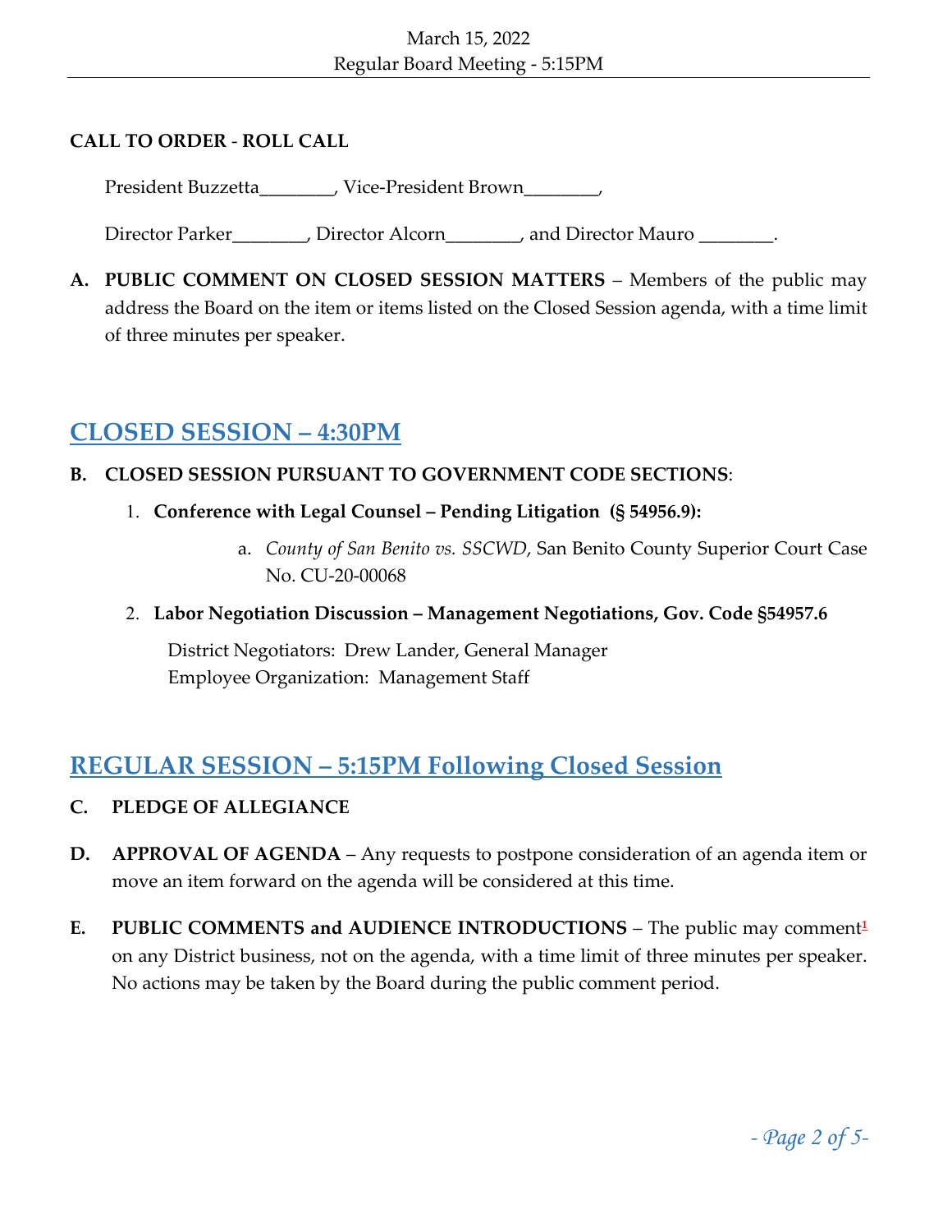**CALL TO ORDER - ROLL CALL**

President Buzzetta________, Vice-President Brown________,

Director Parker________, Director Alcorn________, and Director Mauro ________.

**A. PUBLIC COMMENT ON CLOSED SESSION MATTERS** – Members of the public may address the Board on the item or items listed on the Closed Session agenda, with a time limit of three minutes per speaker.

## CLOSED SESSION – 4:30PM

**B. CLOSED SESSION PURSUANT TO GOVERNMENT CODE SECTIONS**:

1. **Conference with Legal Counsel – Pending Litigation (§ 54956.9):**
   
   a. *County of San Benito vs. SSCWD*, San Benito County Superior Court Case No. CU-20-00068

2. **Labor Negotiation Discussion – Management Negotiations, Gov. Code §54957.6**
   
   District Negotiators: Drew Lander, General Manager
   Employee Organization: Management Staff

## REGULAR SESSION – 5:15PM Following Closed Session

**C. PLEDGE OF ALLEGIANCE**

**D. APPROVAL OF AGENDA** – Any requests to postpone consideration of an agenda item or move an item forward on the agenda will be considered at this time.

**E. PUBLIC COMMENTS and AUDIENCE INTRODUCTIONS** – The public may comment[1] on any District business, not on the agenda, with a time limit of three minutes per speaker. No actions may be taken by the Board during the public comment period.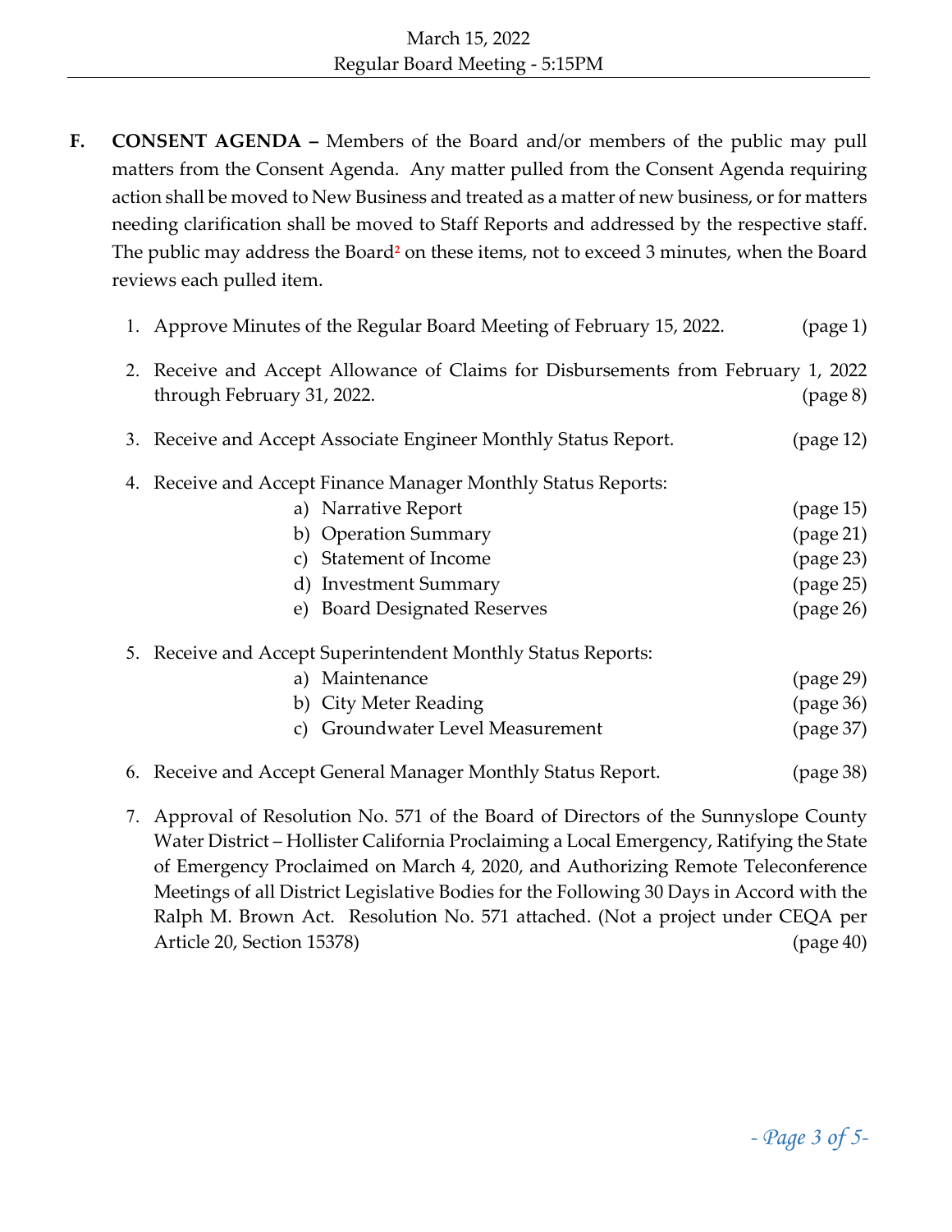**F. CONSENT AGENDA –** Members of the Board and/or members of the public may pull matters from the Consent Agenda. Any matter pulled from the Consent Agenda requiring action shall be moved to New Business and treated as a matter of new business, or for matters needing clarification shall be moved to Staff Reports and addressed by the respective staff. The public may address the Board[2] on these items, not to exceed 3 minutes, when the Board reviews each pulled item.

1. Approve Minutes of the Regular Board Meeting of February 15, 2022. (page 1)

2. Receive and Accept Allowance of Claims for Disbursements from February 1, 2022 through February 31, 2022. (page 8)

3. Receive and Accept Associate Engineer Monthly Status Report. (page 12)

4. Receive and Accept Finance Manager Monthly Status Reports:
   a) Narrative Report (page 15)
   b) Operation Summary (page 21)
   c) Statement of Income (page 23)
   d) Investment Summary (page 25)
   e) Board Designated Reserves (page 26)

5. Receive and Accept Superintendent Monthly Status Reports:
   a) Maintenance (page 29)
   b) City Meter Reading (page 36)
   c) Groundwater Level Measurement (page 37)

6. Receive and Accept General Manager Monthly Status Report. (page 38)

7. Approval of Resolution No. 571 of the Board of Directors of the Sunnyslope County Water District – Hollister California Proclaiming a Local Emergency, Ratifying the State of Emergency Proclaimed on March 4, 2020, and Authorizing Remote Teleconference Meetings of all District Legislative Bodies for the Following 30 Days in Accord with the Ralph M. Brown Act. Resolution No. 571 attached. (Not a project under CEQA per Article 20, Section 15378) (page 40)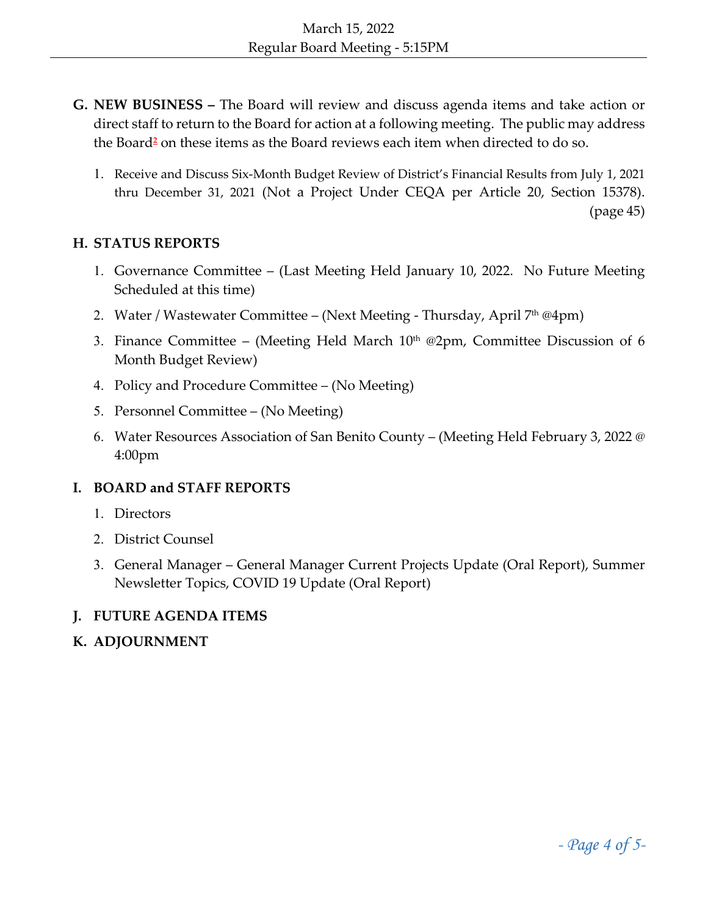**G. NEW BUSINESS –** The Board will review and discuss agenda items and take action or direct staff to return to the Board for action at a following meeting. The public may address the Board[2] on these items as the Board reviews each item when directed to do so.

1. Receive and Discuss Six-Month Budget Review of District's Financial Results from July 1, 2021 thru December 31, 2021 (Not a Project Under CEQA per Article 20, Section 15378). (page 45)

**H. STATUS REPORTS**

1. Governance Committee – (Last Meeting Held January 10, 2022. No Future Meeting Scheduled at this time)
2. Water / Wastewater Committee – (Next Meeting - Thursday, April 7th @4pm)
3. Finance Committee – (Meeting Held March 10th @2pm, Committee Discussion of 6 Month Budget Review)
4. Policy and Procedure Committee – (No Meeting)
5. Personnel Committee – (No Meeting)
6. Water Resources Association of San Benito County – (Meeting Held February 3, 2022 @ 4:00pm

**I. BOARD and STAFF REPORTS**

1. Directors
2. District Counsel
3. General Manager – General Manager Current Projects Update (Oral Report), Summer Newsletter Topics, COVID 19 Update (Oral Report)

**J. FUTURE AGENDA ITEMS**

**K. ADJOURNMENT**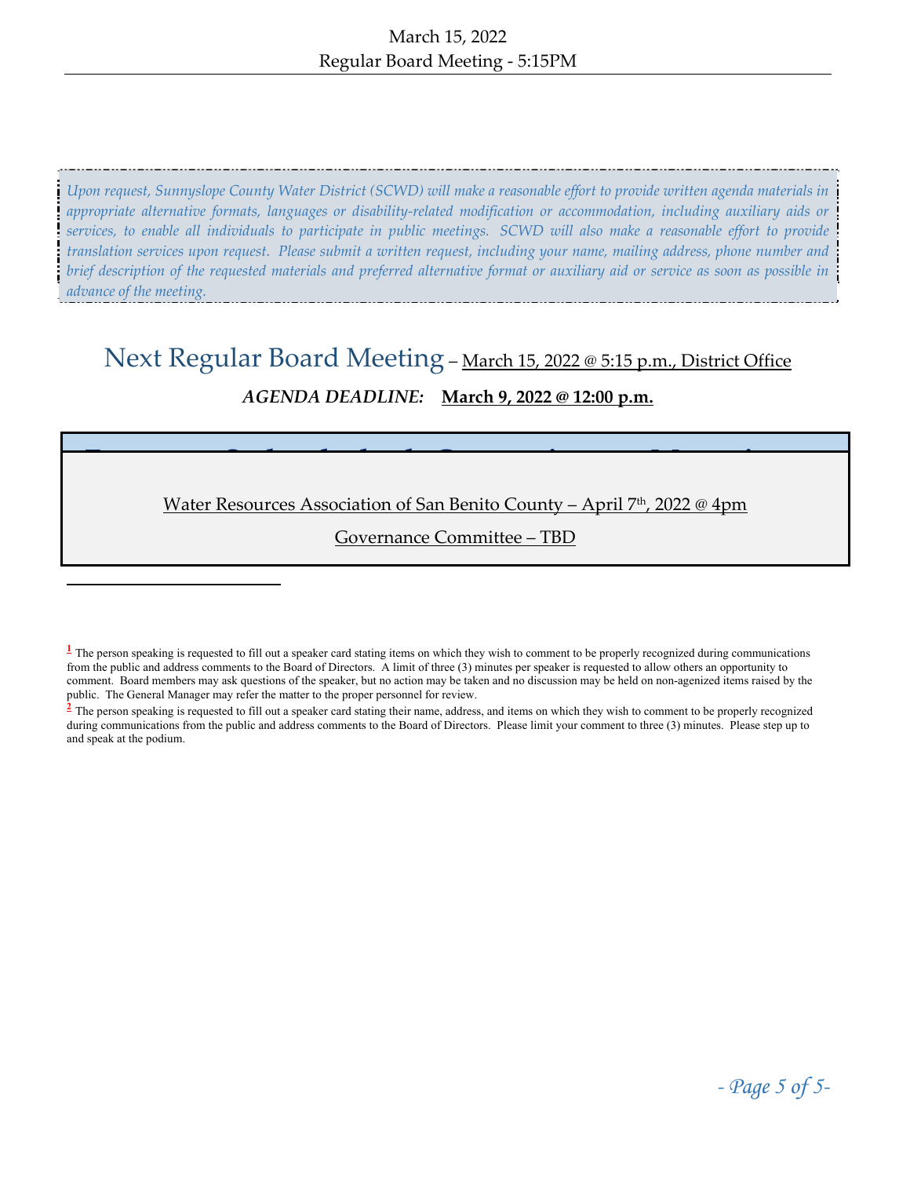*Upon request, Sunnyslope County Water District (SCWD) will make a reasonable effort to provide written agenda materials in appropriate alternative formats, languages or disability-related modification or accommodation, including auxiliary aids or services, to enable all individuals to participate in public meetings. SCWD will also make a reasonable effort to provide translation services upon request. Please submit a written request, including your name, mailing address, phone number and brief description of the requested materials and preferred alternative format or auxiliary aid or service as soon as possible in advance of the meeting.*

## Next Regular Board Meeting – March 15, 2022 @ 5:15 p.m., District Office

***AGENDA DEADLINE:*** **March 9, 2022 @ 12:00 p.m.**

Water Resources Association of San Benito County – April 7th, 2022 @ 4pm

Governance Committee – TBD

---

[1] The person speaking is requested to fill out a speaker card stating items on which they wish to comment to be properly recognized during communications from the public and address comments to the Board of Directors. A limit of three (3) minutes per speaker is requested to allow others an opportunity to comment. Board members may ask questions of the speaker, but no action may be taken and no discussion may be held on non-agenized items raised by the public. The General Manager may refer the matter to the proper personnel for review.

[2] The person speaking is requested to fill out a speaker card stating their name, address, and items on which they wish to comment to be properly recognized during communications from the public and address comments to the Board of Directors. Please limit your comment to three (3) minutes. Please step up to and speak at the podium.